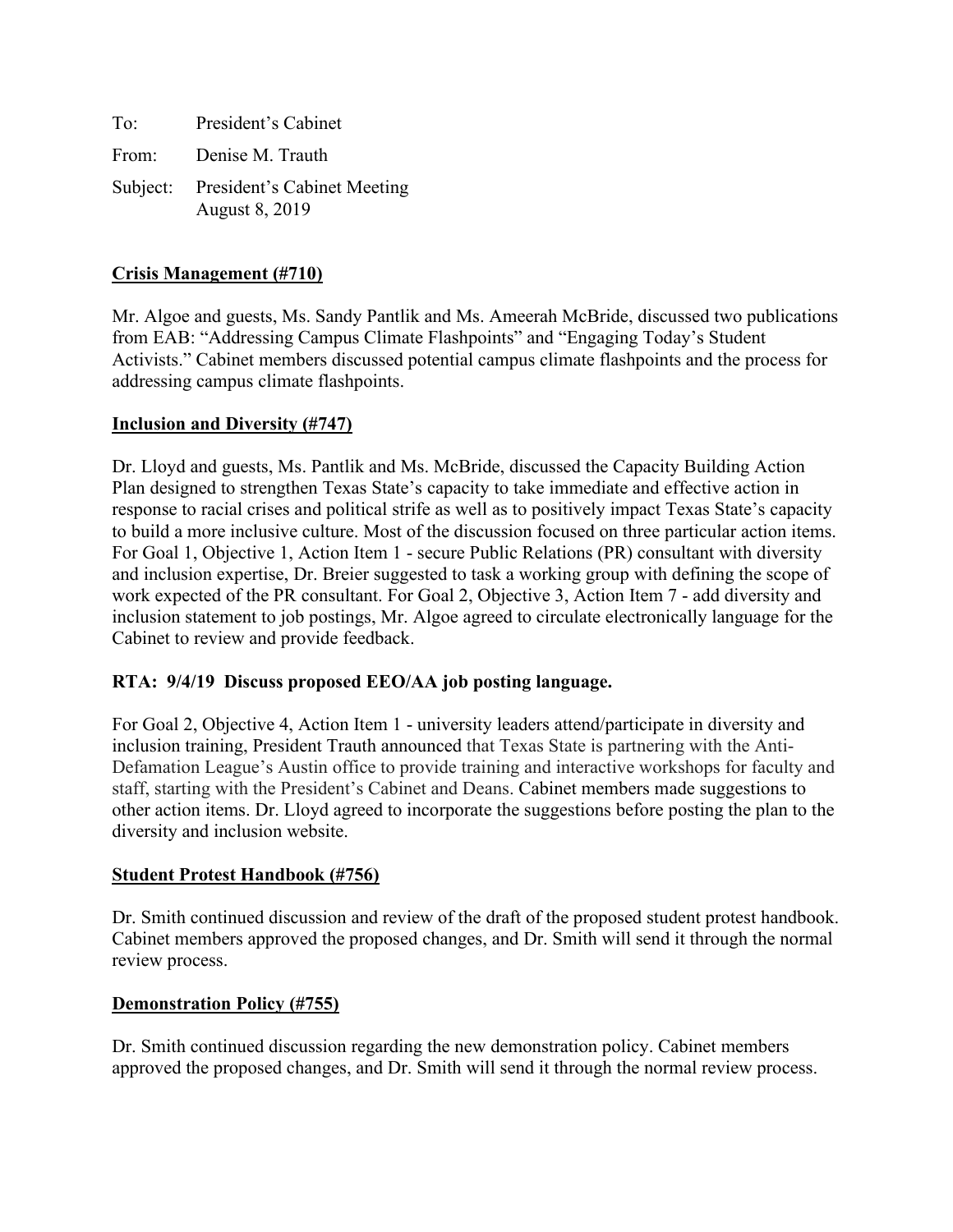To: President's Cabinet

From: Denise M. Trauth

Subject: President's Cabinet Meeting
August 8, 2019

**Crisis Management (#710)**

Mr. Algoe and guests, Ms. Sandy Pantlik and Ms. Ameerah McBride, discussed two publications from EAB: "Addressing Campus Climate Flashpoints" and "Engaging Today's Student Activists." Cabinet members discussed potential campus climate flashpoints and the process for addressing campus climate flashpoints.

**Inclusion and Diversity (#747)**

Dr. Lloyd and guests, Ms. Pantlik and Ms. McBride, discussed the Capacity Building Action Plan designed to strengthen Texas State's capacity to take immediate and effective action in response to racial crises and political strife as well as to positively impact Texas State's capacity to build a more inclusive culture. Most of the discussion focused on three particular action items. For Goal 1, Objective 1, Action Item 1 - secure Public Relations (PR) consultant with diversity and inclusion expertise, Dr. Breier suggested to task a working group with defining the scope of work expected of the PR consultant. For Goal 2, Objective 3, Action Item 7 - add diversity and inclusion statement to job postings, Mr. Algoe agreed to circulate electronically language for the Cabinet to review and provide feedback.

**RTA: 9/4/19 Discuss proposed EEO/AA job posting language.**

For Goal 2, Objective 4, Action Item 1 - university leaders attend/participate in diversity and inclusion training, President Trauth announced that Texas State is partnering with the Anti-Defamation League's Austin office to provide training and interactive workshops for faculty and staff, starting with the President's Cabinet and Deans. Cabinet members made suggestions to other action items. Dr. Lloyd agreed to incorporate the suggestions before posting the plan to the diversity and inclusion website.

**Student Protest Handbook (#756)**

Dr. Smith continued discussion and review of the draft of the proposed student protest handbook. Cabinet members approved the proposed changes, and Dr. Smith will send it through the normal review process.

**Demonstration Policy (#755)**

Dr. Smith continued discussion regarding the new demonstration policy. Cabinet members approved the proposed changes, and Dr. Smith will send it through the normal review process.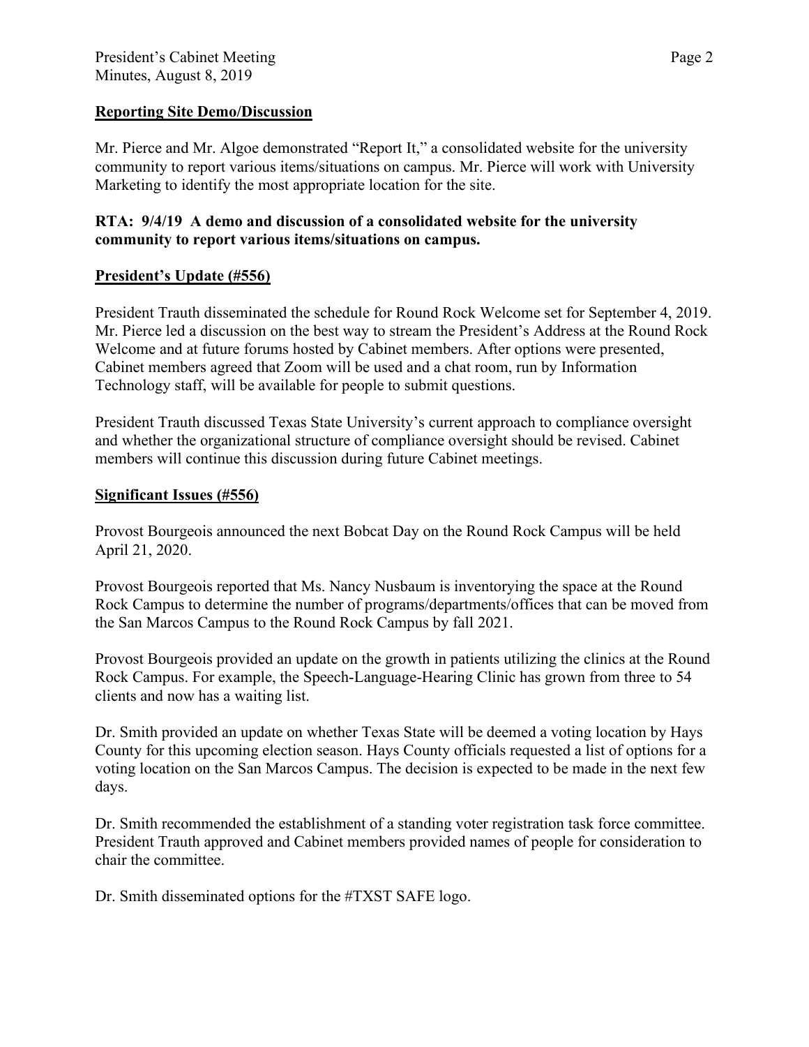**Reporting Site Demo/Discussion**

Mr. Pierce and Mr. Algoe demonstrated "Report It," a consolidated website for the university community to report various items/situations on campus. Mr. Pierce will work with University Marketing to identify the most appropriate location for the site.

**RTA: 9/4/19 A demo and discussion of a consolidated website for the university community to report various items/situations on campus.**

**President's Update (#556)**

President Trauth disseminated the schedule for Round Rock Welcome set for September 4, 2019. Mr. Pierce led a discussion on the best way to stream the President's Address at the Round Rock Welcome and at future forums hosted by Cabinet members. After options were presented, Cabinet members agreed that Zoom will be used and a chat room, run by Information Technology staff, will be available for people to submit questions.

President Trauth discussed Texas State University's current approach to compliance oversight and whether the organizational structure of compliance oversight should be revised. Cabinet members will continue this discussion during future Cabinet meetings.

**Significant Issues (#556)**

Provost Bourgeois announced the next Bobcat Day on the Round Rock Campus will be held April 21, 2020.

Provost Bourgeois reported that Ms. Nancy Nusbaum is inventorying the space at the Round Rock Campus to determine the number of programs/departments/offices that can be moved from the San Marcos Campus to the Round Rock Campus by fall 2021.

Provost Bourgeois provided an update on the growth in patients utilizing the clinics at the Round Rock Campus. For example, the Speech-Language-Hearing Clinic has grown from three to 54 clients and now has a waiting list.

Dr. Smith provided an update on whether Texas State will be deemed a voting location by Hays County for this upcoming election season. Hays County officials requested a list of options for a voting location on the San Marcos Campus. The decision is expected to be made in the next few days.

Dr. Smith recommended the establishment of a standing voter registration task force committee. President Trauth approved and Cabinet members provided names of people for consideration to chair the committee.

Dr. Smith disseminated options for the #TXST SAFE logo.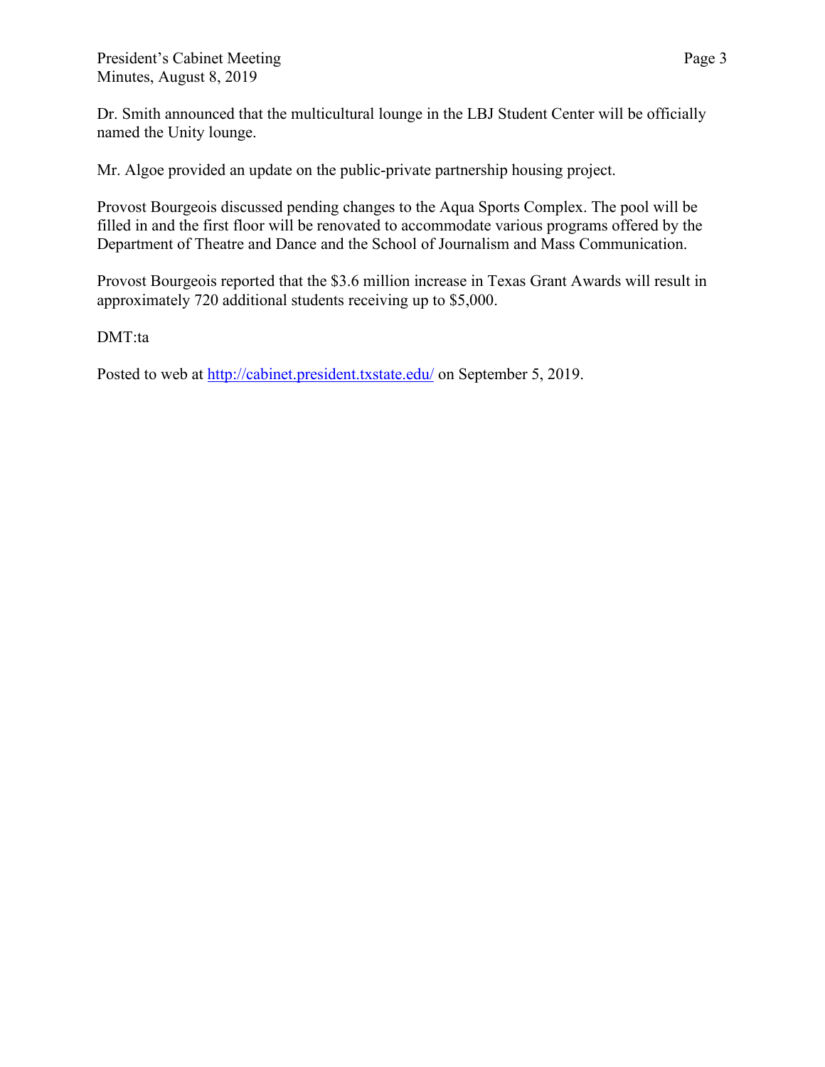Dr. Smith announced that the multicultural lounge in the LBJ Student Center will be officially named the Unity lounge.

Mr. Algoe provided an update on the public-private partnership housing project.

Provost Bourgeois discussed pending changes to the Aqua Sports Complex. The pool will be filled in and the first floor will be renovated to accommodate various programs offered by the Department of Theatre and Dance and the School of Journalism and Mass Communication.

Provost Bourgeois reported that the $3.6 million increase in Texas Grant Awards will result in approximately 720 additional students receiving up to $5,000.

DMT:ta

Posted to web at http://cabinet.president.txstate.edu/ on September 5, 2019.